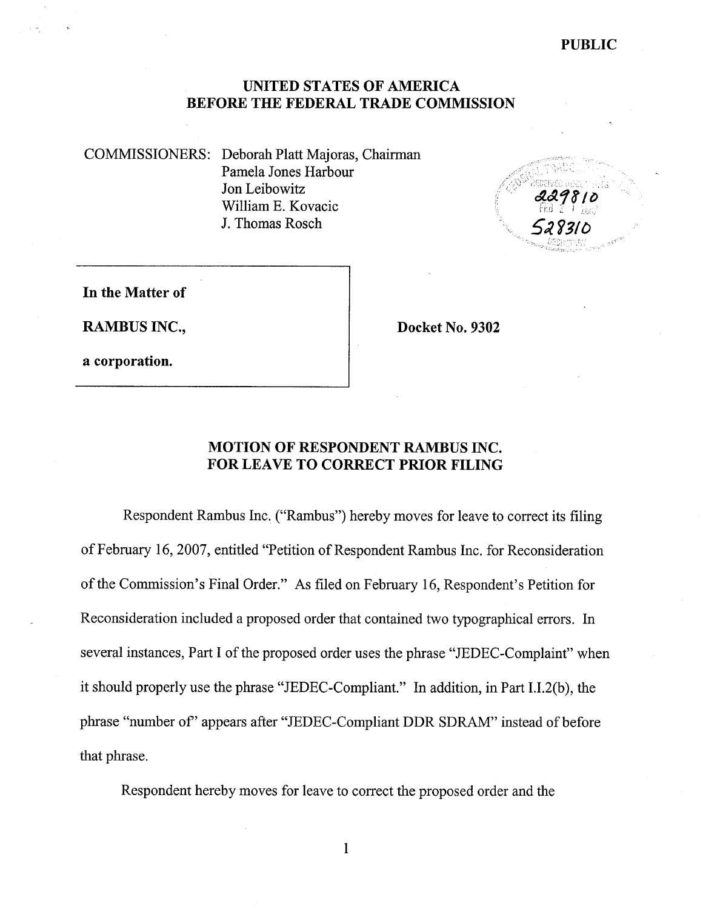PUBLIC

# UNITED STATES OF AMERICA
# BEFORE THE FEDERAL TRADE COMMISSION

COMMISSIONERS: Deborah Platt Majoras, Chairman
Pamela Jones Harbour
Jon Leibowitz
William E. Kovacic
J. Thomas Rosch

| | |
|---|---|
| **In the Matter of**<br><br>**RAMBUS INC.,**<br><br>**a corporation.** | **Docket No. 9302** |

## MOTION OF RESPONDENT RAMBUS INC. FOR LEAVE TO CORRECT PRIOR FILING

Respondent Rambus Inc. ("Rambus") hereby moves for leave to correct its filing of February 16, 2007, entitled "Petition of Respondent Rambus Inc. for Reconsideration of the Commission's Final Order." As filed on February 16, Respondent's Petition for Reconsideration included a proposed order that contained two typographical errors. In several instances, Part I of the proposed order uses the phrase "JEDEC-Complaint" when it should properly use the phrase "JEDEC-Compliant." In addition, in Part I.I.2(b), the phrase "number of" appears after "JEDEC-Compliant DDR SDRAM" instead of before that phrase.

Respondent hereby moves for leave to correct the proposed order and the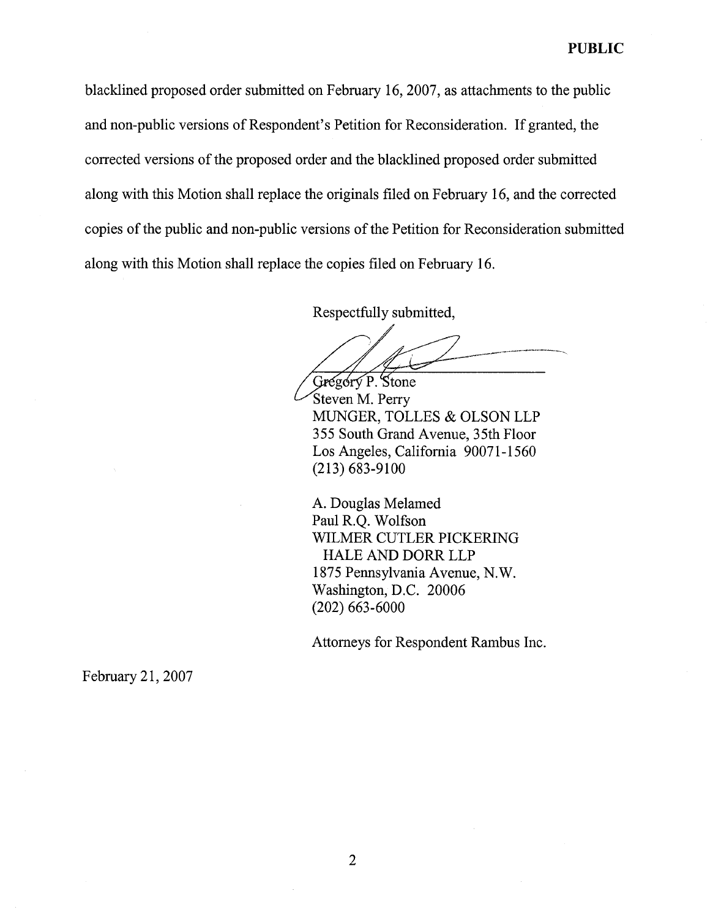**PUBLIC**

blacklined proposed order submitted on February 16, 2007, as attachments to the public and non-public versions of Respondent's Petition for Reconsideration. If granted, the corrected versions of the proposed order and the blacklined proposed order submitted along with this Motion shall replace the originals filed on February 16, and the corrected copies of the public and non-public versions of the Petition for Reconsideration submitted along with this Motion shall replace the copies filed on February 16.

Respectfully submitted,

Gregory P. Stone
Steven M. Perry
MUNGER, TOLLES & OLSON LLP
355 South Grand Avenue, 35th Floor
Los Angeles, California 90071-1560
(213) 683-9100

A. Douglas Melamed
Paul R.Q. Wolfson
WILMER CUTLER PICKERING
HALE AND DORR LLP
1875 Pennsylvania Avenue, N.W.
Washington, D.C. 20006
(202) 663-6000

Attorneys for Respondent Rambus Inc.

February 21, 2007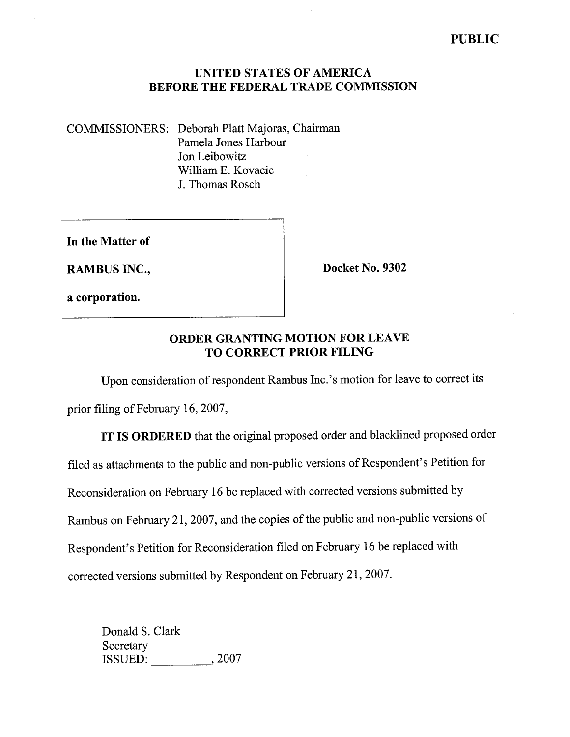**PUBLIC**

**UNITED STATES OF AMERICA**
**BEFORE THE FEDERAL TRADE COMMISSION**

COMMISSIONERS: Deborah Platt Majoras, Chairman
Pamela Jones Harbour
Jon Leibowitz
William E. Kovacic
J. Thomas Rosch

**In the Matter of**

**RAMBUS INC.,**

**a corporation.**

**Docket No. 9302**

## ORDER GRANTING MOTION FOR LEAVE TO CORRECT PRIOR FILING

Upon consideration of respondent Rambus Inc.'s motion for leave to correct its prior filing of February 16, 2007,

**IT IS ORDERED** that the original proposed order and blacklined proposed order filed as attachments to the public and non-public versions of Respondent's Petition for Reconsideration on February 16 be replaced with corrected versions submitted by Rambus on February 21, 2007, and the copies of the public and non-public versions of Respondent's Petition for Reconsideration filed on February 16 be replaced with corrected versions submitted by Respondent on February 21, 2007.

Donald S. Clark
Secretary
ISSUED: __________, 2007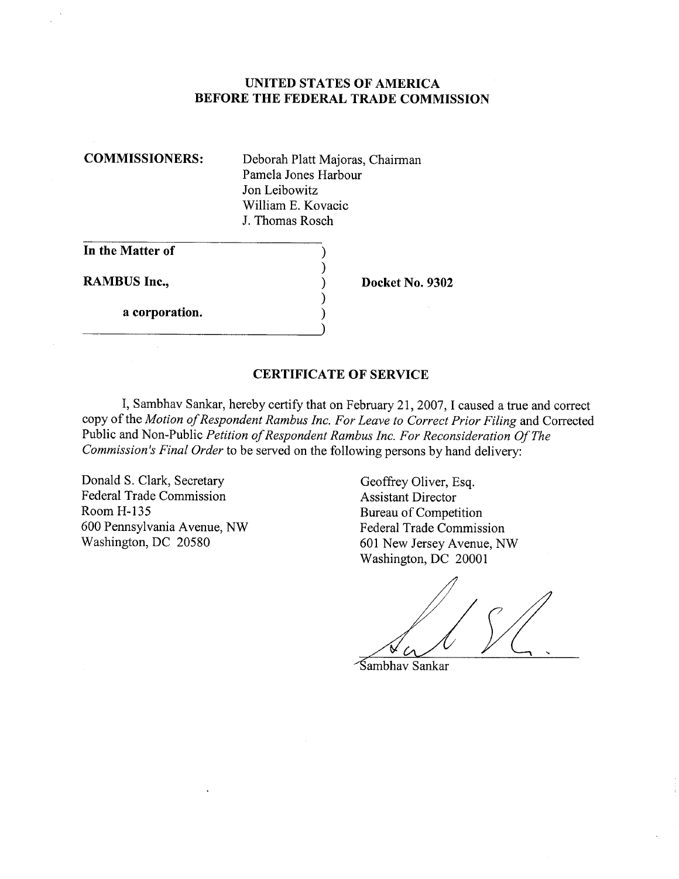# UNITED STATES OF AMERICA
# BEFORE THE FEDERAL TRADE COMMISSION

**COMMISSIONERS:**

Deborah Platt Majoras, Chairman
Pamela Jones Harbour
Jon Leibowitz
William E. Kovacic
J. Thomas Rosch

**In the Matter of**

**RAMBUS Inc.,**

**a corporation.**

**Docket No. 9302**

## CERTIFICATE OF SERVICE

I, Sambhav Sankar, hereby certify that on February 21, 2007, I caused a true and correct copy of the *Motion of Respondent Rambus Inc. For Leave to Correct Prior Filing* and Corrected Public and Non-Public *Petition of Respondent Rambus Inc. For Reconsideration Of The Commission's Final Order* to be served on the following persons by hand delivery:

Donald S. Clark, Secretary
Federal Trade Commission
Room H-135
600 Pennsylvania Avenue, NW
Washington, DC 20580

Geoffrey Oliver, Esq.
Assistant Director
Bureau of Competition
Federal Trade Commission
601 New Jersey Avenue, NW
Washington, DC 20001

Sambhav Sankar